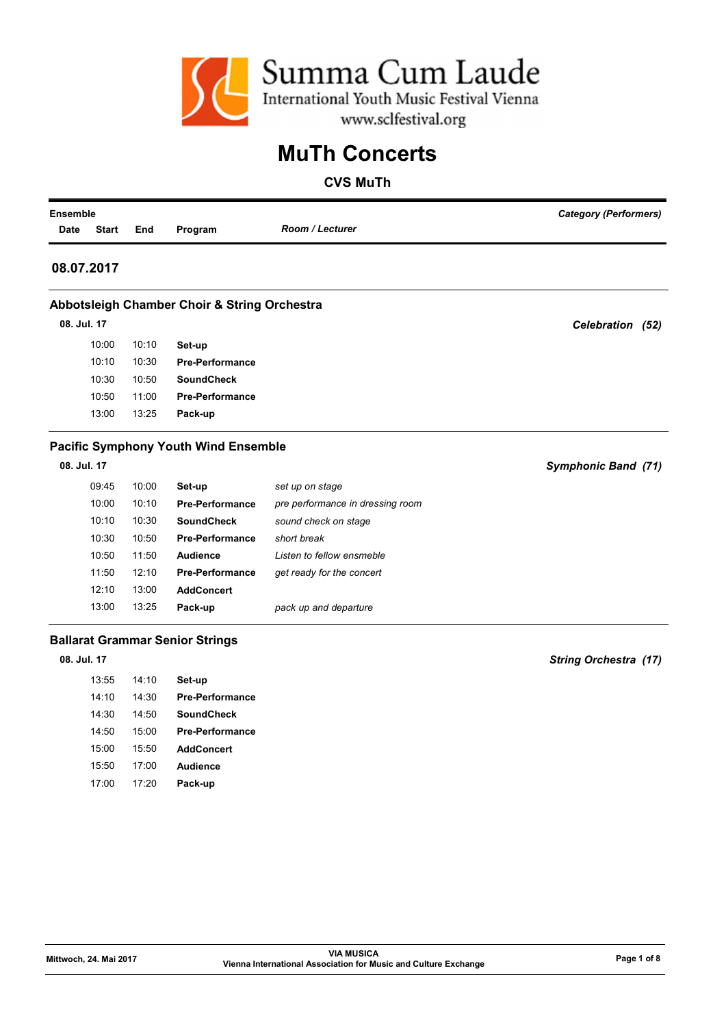Summa Cum Laude
International Youth Music Festival Vienna
www.sclfestival.org

# MuTh Concerts

## CVS MuTh

| Ensemble | | | | | Category (Performers) |
|---|---|---|---|---|---|
| Date | Start | End | Program | Room / Lecturer | |

## 08.07.2017

### Abbotsleigh Chamber Choir & String Orchestra

| Date | Start | End | Program | Room / Lecturer | Category (Performers) |
|---|---|---|---|---|---|
| 08. Jul. 17 | | | | | *Celebration (52)* |
| | 10:00 | 10:10 | **Set-up** | | |
| | 10:10 | 10:30 | **Pre-Performance** | | |
| | 10:30 | 10:50 | **SoundCheck** | | |
| | 10:50 | 11:00 | **Pre-Performance** | | |
| | 13:00 | 13:25 | **Pack-up** | | |

### Pacific Symphony Youth Wind Ensemble

| Date | Start | End | Program | Room / Lecturer | Category (Performers) |
|---|---|---|---|---|---|
| 08. Jul. 17 | | | | | *Symphonic Band (71)* |
| | 09:45 | 10:00 | **Set-up** | *set up on stage* | |
| | 10:00 | 10:10 | **Pre-Performance** | *pre performance in dressing room* | |
| | 10:10 | 10:30 | **SoundCheck** | *sound check on stage* | |
| | 10:30 | 10:50 | **Pre-Performance** | *short break* | |
| | 10:50 | 11:50 | **Audience** | *Listen to fellow ensmeble* | |
| | 11:50 | 12:10 | **Pre-Performance** | *get ready for the concert* | |
| | 12:10 | 13:00 | **AddConcert** | | |
| | 13:00 | 13:25 | **Pack-up** | *pack up and departure* | |

### Ballarat Grammar Senior Strings

| Date | Start | End | Program | Room / Lecturer | Category (Performers) |
|---|---|---|---|---|---|
| 08. Jul. 17 | | | | | *String Orchestra (17)* |
| | 13:55 | 14:10 | **Set-up** | | |
| | 14:10 | 14:30 | **Pre-Performance** | | |
| | 14:30 | 14:50 | **SoundCheck** | | |
| | 14:50 | 15:00 | **Pre-Performance** | | |
| | 15:00 | 15:50 | **AddConcert** | | |
| | 15:50 | 17:00 | **Audience** | | |
| | 17:00 | 17:20 | **Pack-up** | | |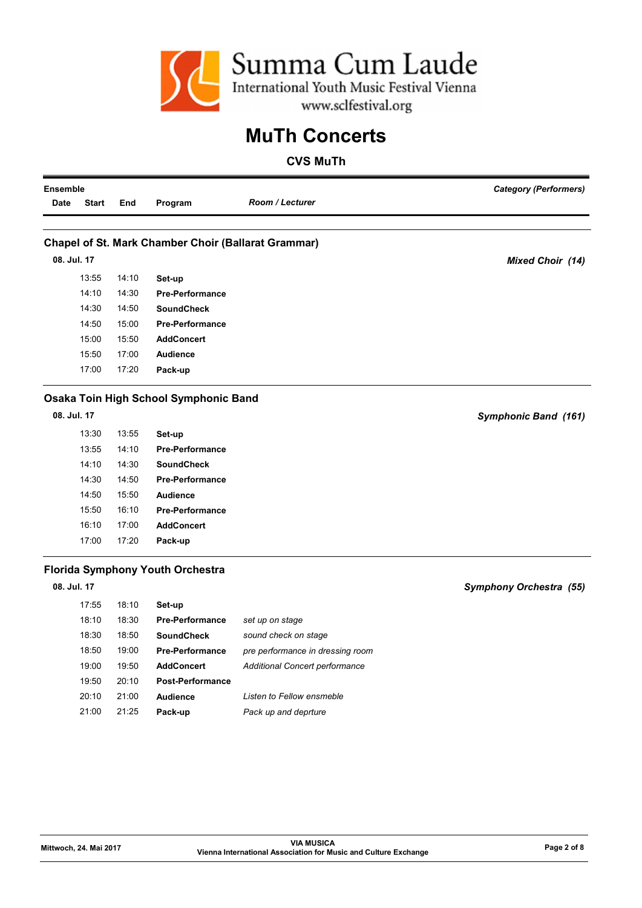Summa Cum Laude
International Youth Music Festival Vienna
www.sclfestival.org

# MuTh Concerts

## CVS MuTh

| Ensemble | | | | | Category (Performers) |
|---|---|---|---|---|---|
| Date | Start | End | Program | Room / Lecturer | |

### Chapel of St. Mark Chamber Choir (Ballarat Grammar)

*Mixed Choir (14)*

| Date | Start | End | Program | Room / Lecturer |
|---|---|---|---|---|
| 08. Jul. 17 | | | | |
| | 13:55 | 14:10 | **Set-up** | |
| | 14:10 | 14:30 | **Pre-Performance** | |
| | 14:30 | 14:50 | **SoundCheck** | |
| | 14:50 | 15:00 | **Pre-Performance** | |
| | 15:00 | 15:50 | **AddConcert** | |
| | 15:50 | 17:00 | **Audience** | |
| | 17:00 | 17:20 | **Pack-up** | |

### Osaka Toin High School Symphonic Band

*Symphonic Band (161)*

| Date | Start | End | Program | Room / Lecturer |
|---|---|---|---|---|
| 08. Jul. 17 | | | | |
| | 13:30 | 13:55 | **Set-up** | |
| | 13:55 | 14:10 | **Pre-Performance** | |
| | 14:10 | 14:30 | **SoundCheck** | |
| | 14:30 | 14:50 | **Pre-Performance** | |
| | 14:50 | 15:50 | **Audience** | |
| | 15:50 | 16:10 | **Pre-Performance** | |
| | 16:10 | 17:00 | **AddConcert** | |
| | 17:00 | 17:20 | **Pack-up** | |

### Florida Symphony Youth Orchestra

*Symphony Orchestra (55)*

| Date | Start | End | Program | Room / Lecturer |
|---|---|---|---|---|
| 08. Jul. 17 | | | | |
| | 17:55 | 18:10 | **Set-up** | |
| | 18:10 | 18:30 | **Pre-Performance** | *set up on stage* |
| | 18:30 | 18:50 | **SoundCheck** | *sound check on stage* |
| | 18:50 | 19:00 | **Pre-Performance** | *pre performance in dressing room* |
| | 19:00 | 19:50 | **AddConcert** | *Additional Concert performance* |
| | 19:50 | 20:10 | **Post-Performance** | |
| | 20:10 | 21:00 | **Audience** | *Listen to Fellow ensmeble* |
| | 21:00 | 21:25 | **Pack-up** | *Pack up and deprture* |

Mittwoch, 24. Mai 2017

VIA MUSICA
Vienna International Association for Music and Culture Exchange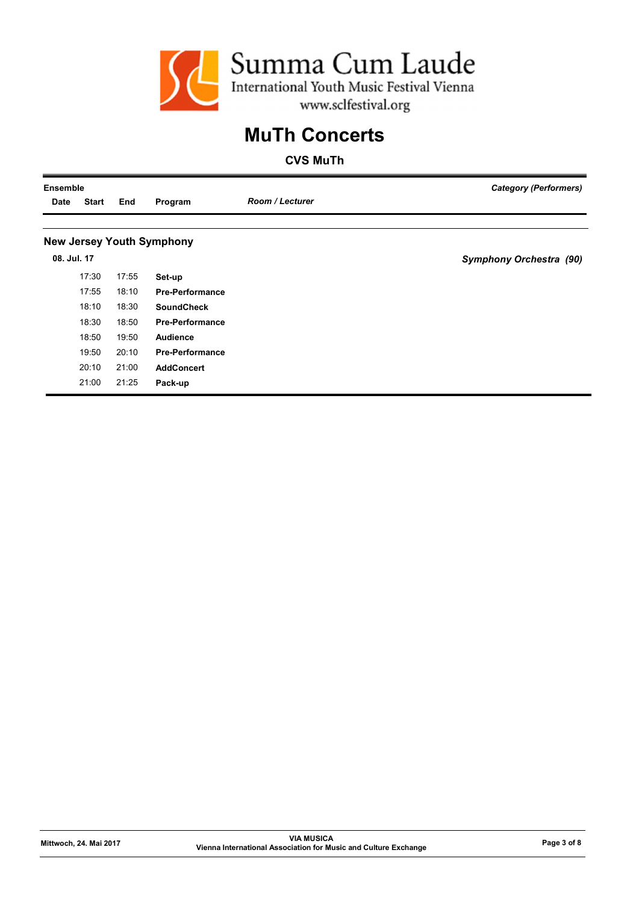Summa Cum Laude
International Youth Music Festival Vienna
www.sclfestival.org

# MuTh Concerts

## CVS MuTh

| Ensemble | | | | | *Category (Performers)* |
|---|---|---|---|---|---|
| **Date** | **Start** | **End** | **Program** | ***Room / Lecturer*** | |

### New Jersey Youth Symphony

| Date | Start | End | Program | Room / Lecturer | Category (Performers) |
|---|---|---|---|---|---|
| **08. Jul. 17** | | | | | ***Symphony Orchestra (90)*** |
| | 17:30 | 17:55 | **Set-up** | | |
| | 17:55 | 18:10 | **Pre-Performance** | | |
| | 18:10 | 18:30 | **SoundCheck** | | |
| | 18:30 | 18:50 | **Pre-Performance** | | |
| | 18:50 | 19:50 | **Audience** | | |
| | 19:50 | 20:10 | **Pre-Performance** | | |
| | 20:10 | 21:00 | **AddConcert** | | |
| | 21:00 | 21:25 | **Pack-up** | | |

Mittwoch, 24. Mai 2017

VIA MUSICA
Vienna International Association for Music and Culture Exchange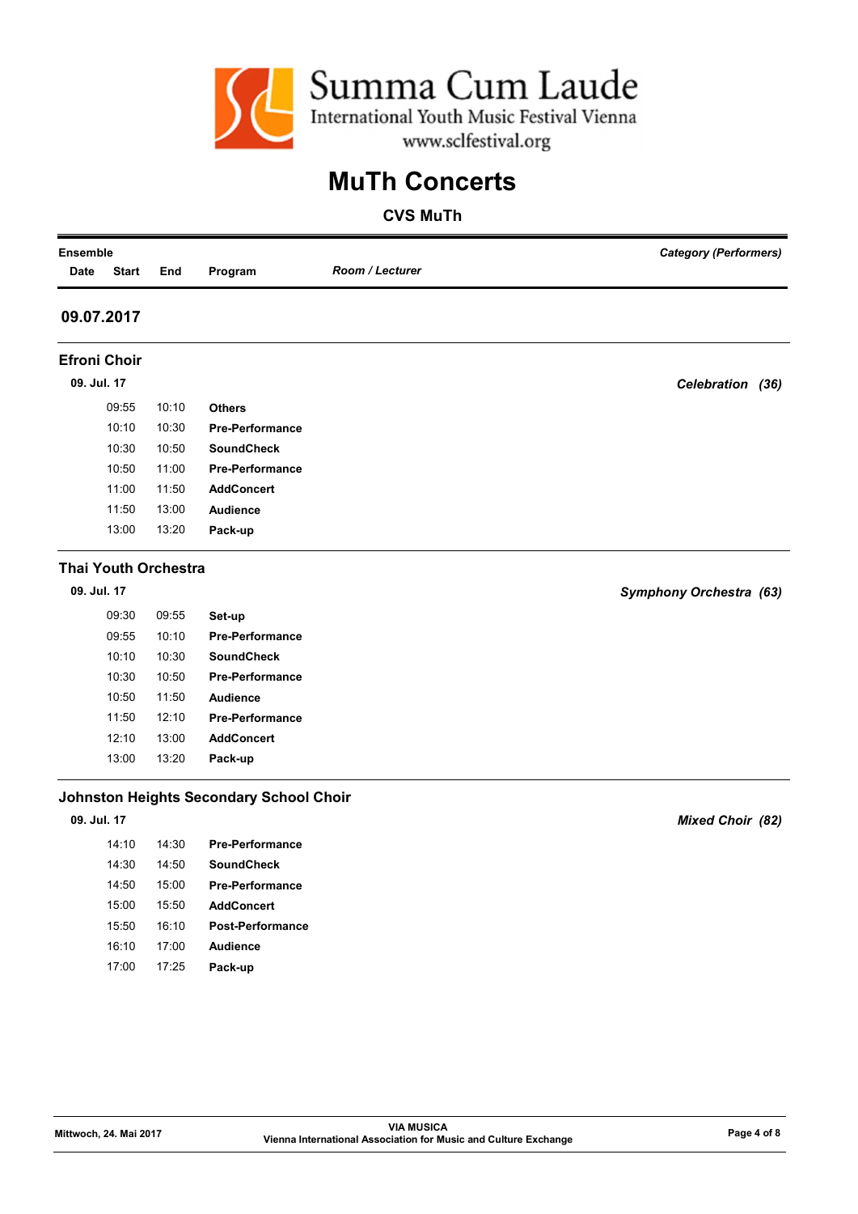Summa Cum Laude

International Youth Music Festival Vienna

www.sclfestival.org

# MuTh Concerts

## CVS MuTh

| Ensemble | | | | | *Category (Performers)* |
|---|---|---|---|---|---|
| **Date** | **Start** | **End** | **Program** | ***Room / Lecturer*** | |

## 09.07.2017

### Efroni Choir

**09. Jul. 17** — ***Celebration (36)***

| Start | End | Program |
|---|---|---|
| 09:55 | 10:10 | **Others** |
| 10:10 | 10:30 | **Pre-Performance** |
| 10:30 | 10:50 | **SoundCheck** |
| 10:50 | 11:00 | **Pre-Performance** |
| 11:00 | 11:50 | **AddConcert** |
| 11:50 | 13:00 | **Audience** |
| 13:00 | 13:20 | **Pack-up** |

### Thai Youth Orchestra

**09. Jul. 17** — ***Symphony Orchestra (63)***

| Start | End | Program |
|---|---|---|
| 09:30 | 09:55 | **Set-up** |
| 09:55 | 10:10 | **Pre-Performance** |
| 10:10 | 10:30 | **SoundCheck** |
| 10:30 | 10:50 | **Pre-Performance** |
| 10:50 | 11:50 | **Audience** |
| 11:50 | 12:10 | **Pre-Performance** |
| 12:10 | 13:00 | **AddConcert** |
| 13:00 | 13:20 | **Pack-up** |

### Johnston Heights Secondary School Choir

**09. Jul. 17** — ***Mixed Choir (82)***

| Start | End | Program |
|---|---|---|
| 14:10 | 14:30 | **Pre-Performance** |
| 14:30 | 14:50 | **SoundCheck** |
| 14:50 | 15:00 | **Pre-Performance** |
| 15:00 | 15:50 | **AddConcert** |
| 15:50 | 16:10 | **Post-Performance** |
| 16:10 | 17:00 | **Audience** |
| 17:00 | 17:25 | **Pack-up** |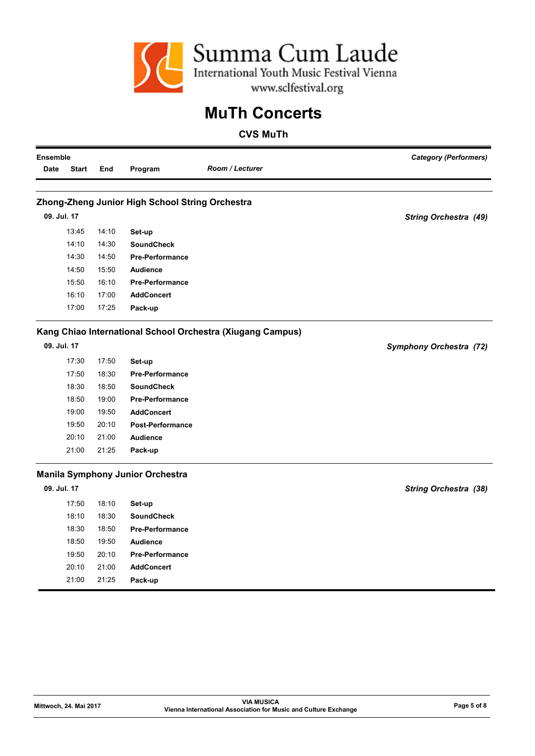Summa Cum Laude
International Youth Music Festival Vienna
www.sclfestival.org

# MuTh Concerts

## CVS MuTh

| Ensemble | | | | | Category (Performers) |
|---|---|---|---|---|---|
| **Date** | **Start** | **End** | **Program** | ***Room / Lecturer*** | |

### Zhong-Zheng Junior High School String Orchestra

**09. Jul. 17** — ***String Orchestra (49)***

| Start | End | Program |
|---|---|---|
| 13:45 | 14:10 | **Set-up** |
| 14:10 | 14:30 | **SoundCheck** |
| 14:30 | 14:50 | **Pre-Performance** |
| 14:50 | 15:50 | **Audience** |
| 15:50 | 16:10 | **Pre-Performance** |
| 16:10 | 17:00 | **AddConcert** |
| 17:00 | 17:25 | **Pack-up** |

### Kang Chiao International School Orchestra (Xiugang Campus)

**09. Jul. 17** — ***Symphony Orchestra (72)***

| Start | End | Program |
|---|---|---|
| 17:30 | 17:50 | **Set-up** |
| 17:50 | 18:30 | **Pre-Performance** |
| 18:30 | 18:50 | **SoundCheck** |
| 18:50 | 19:00 | **Pre-Performance** |
| 19:00 | 19:50 | **AddConcert** |
| 19:50 | 20:10 | **Post-Performance** |
| 20:10 | 21:00 | **Audience** |
| 21:00 | 21:25 | **Pack-up** |

### Manila Symphony Junior Orchestra

**09. Jul. 17** — ***String Orchestra (38)***

| Start | End | Program |
|---|---|---|
| 17:50 | 18:10 | **Set-up** |
| 18:10 | 18:30 | **SoundCheck** |
| 18:30 | 18:50 | **Pre-Performance** |
| 18:50 | 19:50 | **Audience** |
| 19:50 | 20:10 | **Pre-Performance** |
| 20:10 | 21:00 | **AddConcert** |
| 21:00 | 21:25 | **Pack-up** |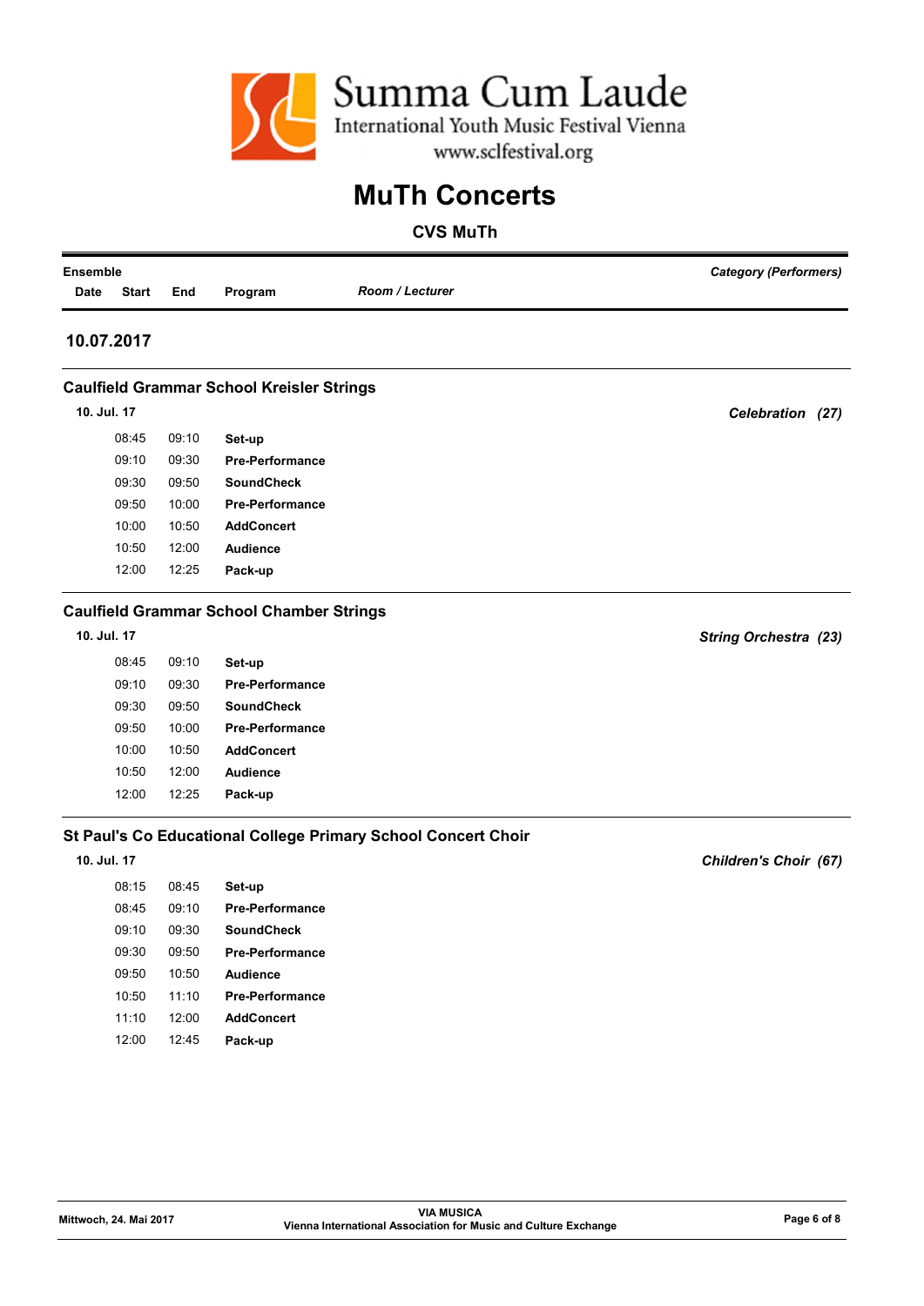Summa Cum Laude
International Youth Music Festival Vienna
www.sclfestival.org

# MuTh Concerts

## CVS MuTh

| Ensemble | | | | | *Category (Performers)* |
|---|---|---|---|---|---|
| **Date** | **Start** | **End** | **Program** | ***Room / Lecturer*** | |

### 10.07.2017

#### Caulfield Grammar School Kreisler Strings

**10. Jul. 17** — ***Celebration (27)***

| Start | End | Program |
|---|---|---|
| 08:45 | 09:10 | **Set-up** |
| 09:10 | 09:30 | **Pre-Performance** |
| 09:30 | 09:50 | **SoundCheck** |
| 09:50 | 10:00 | **Pre-Performance** |
| 10:00 | 10:50 | **AddConcert** |
| 10:50 | 12:00 | **Audience** |
| 12:00 | 12:25 | **Pack-up** |

#### Caulfield Grammar School Chamber Strings

**10. Jul. 17** — ***String Orchestra (23)***

| Start | End | Program |
|---|---|---|
| 08:45 | 09:10 | **Set-up** |
| 09:10 | 09:30 | **Pre-Performance** |
| 09:30 | 09:50 | **SoundCheck** |
| 09:50 | 10:00 | **Pre-Performance** |
| 10:00 | 10:50 | **AddConcert** |
| 10:50 | 12:00 | **Audience** |
| 12:00 | 12:25 | **Pack-up** |

#### St Paul's Co Educational College Primary School Concert Choir

**10. Jul. 17** — ***Children's Choir (67)***

| Start | End | Program |
|---|---|---|
| 08:15 | 08:45 | **Set-up** |
| 08:45 | 09:10 | **Pre-Performance** |
| 09:10 | 09:30 | **SoundCheck** |
| 09:30 | 09:50 | **Pre-Performance** |
| 09:50 | 10:50 | **Audience** |
| 10:50 | 11:10 | **Pre-Performance** |
| 11:10 | 12:00 | **AddConcert** |
| 12:00 | 12:45 | **Pack-up** |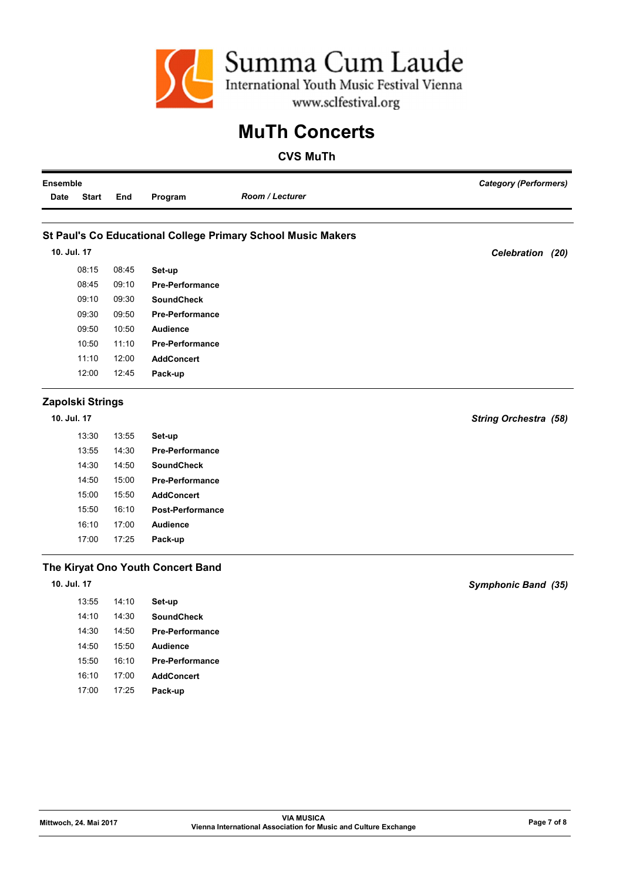Summa Cum Laude
International Youth Music Festival Vienna
www.sclfestival.org

# MuTh Concerts

## CVS MuTh

| Ensemble | | | | | Category (Performers) |
|---|---|---|---|---|---|
| Date | Start | End | Program | *Room / Lecturer* | |

### St Paul's Co Educational College Primary School Music Makers

**10. Jul. 17** — *Celebration (20)*

| Start | End | Program |
|---|---|---|
| 08:15 | 08:45 | **Set-up** |
| 08:45 | 09:10 | **Pre-Performance** |
| 09:10 | 09:30 | **SoundCheck** |
| 09:30 | 09:50 | **Pre-Performance** |
| 09:50 | 10:50 | **Audience** |
| 10:50 | 11:10 | **Pre-Performance** |
| 11:10 | 12:00 | **AddConcert** |
| 12:00 | 12:45 | **Pack-up** |

### Zapolski Strings

**10. Jul. 17** — *String Orchestra (58)*

| Start | End | Program |
|---|---|---|
| 13:30 | 13:55 | **Set-up** |
| 13:55 | 14:30 | **Pre-Performance** |
| 14:30 | 14:50 | **SoundCheck** |
| 14:50 | 15:00 | **Pre-Performance** |
| 15:00 | 15:50 | **AddConcert** |
| 15:50 | 16:10 | **Post-Performance** |
| 16:10 | 17:00 | **Audience** |
| 17:00 | 17:25 | **Pack-up** |

### The Kiryat Ono Youth Concert Band

**10. Jul. 17** — *Symphonic Band (35)*

| Start | End | Program |
|---|---|---|
| 13:55 | 14:10 | **Set-up** |
| 14:10 | 14:30 | **SoundCheck** |
| 14:30 | 14:50 | **Pre-Performance** |
| 14:50 | 15:50 | **Audience** |
| 15:50 | 16:10 | **Pre-Performance** |
| 16:10 | 17:00 | **AddConcert** |
| 17:00 | 17:25 | **Pack-up** |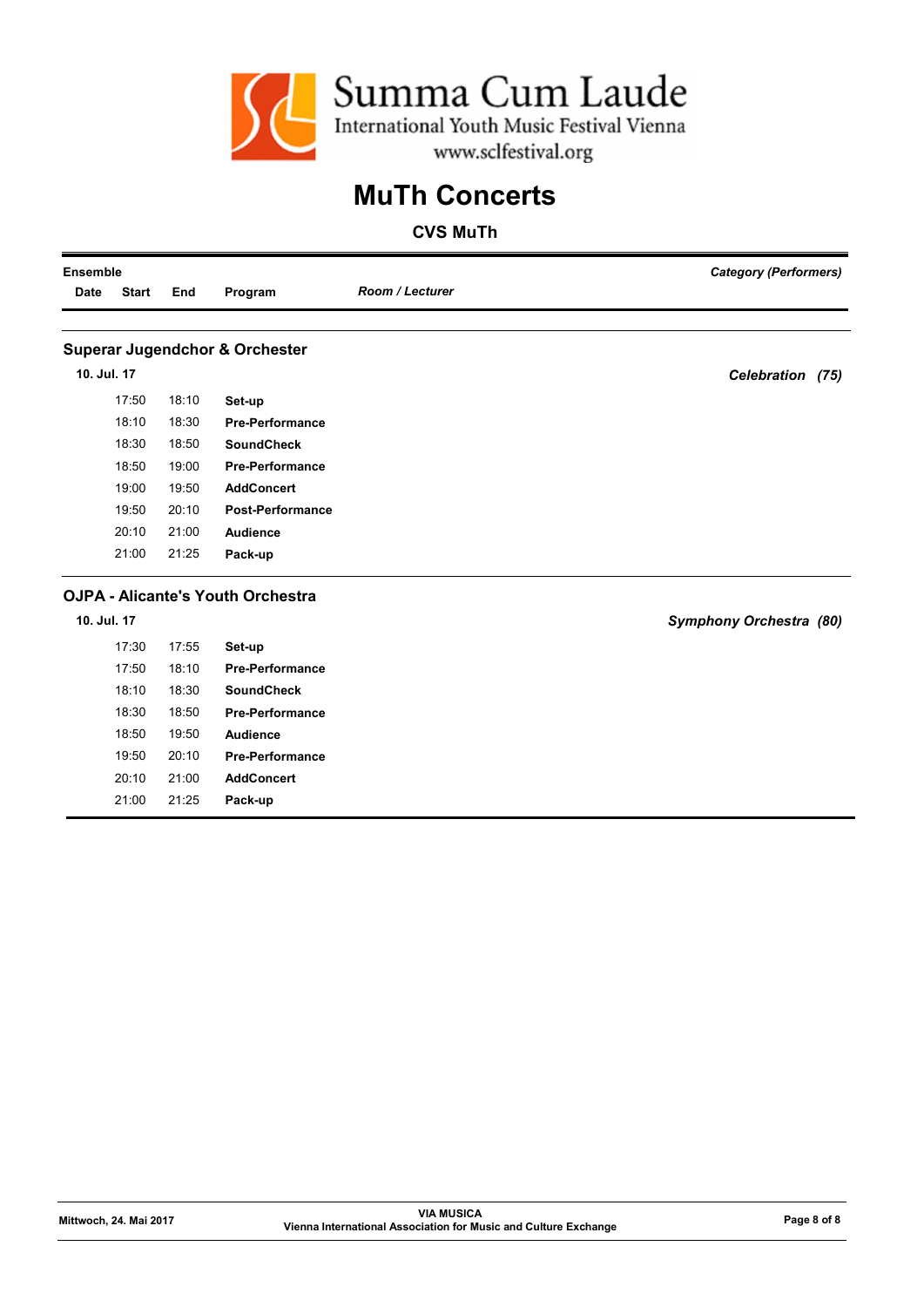Summa Cum Laude

International Youth Music Festival Vienna

www.sclfestival.org

# MuTh Concerts

## CVS MuTh

| Ensemble | | | | | Category (Performers) |
|---|---|---|---|---|---|
| Date | Start | End | Program | *Room / Lecturer* | |

### Superar Jugendchor & Orchester

**10. Jul. 17** — ***Celebration (75)***

| | | | |
|---|---|---|---|
| | 17:50 | 18:10 | **Set-up** |
| | 18:10 | 18:30 | **Pre-Performance** |
| | 18:30 | 18:50 | **SoundCheck** |
| | 18:50 | 19:00 | **Pre-Performance** |
| | 19:00 | 19:50 | **AddConcert** |
| | 19:50 | 20:10 | **Post-Performance** |
| | 20:10 | 21:00 | **Audience** |
| | 21:00 | 21:25 | **Pack-up** |

### OJPA - Alicante's Youth Orchestra

**10. Jul. 17** — ***Symphony Orchestra (80)***

| | | | |
|---|---|---|---|
| | 17:30 | 17:55 | **Set-up** |
| | 17:50 | 18:10 | **Pre-Performance** |
| | 18:10 | 18:30 | **SoundCheck** |
| | 18:30 | 18:50 | **Pre-Performance** |
| | 18:50 | 19:50 | **Audience** |
| | 19:50 | 20:10 | **Pre-Performance** |
| | 20:10 | 21:00 | **AddConcert** |
| | 21:00 | 21:25 | **Pack-up** |